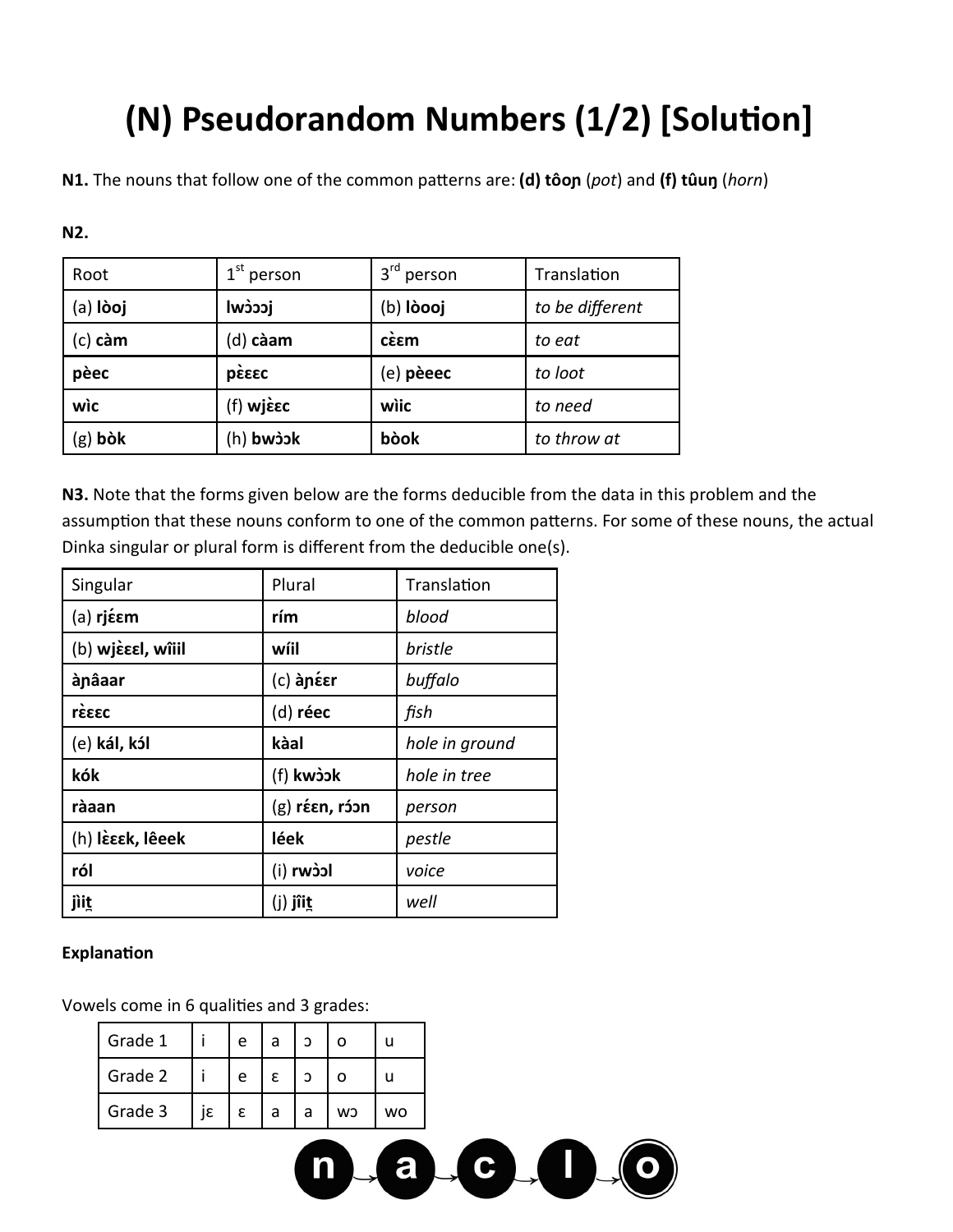# (N) Pseudorandom Numbers (1/2) [Solution]

**N1.** The nouns that follow one of the common patterns are: **(d) tôoŋ** (*pot*) and **(f) tûuŋ** (*horn*)

**N2.**

| Root | 1st person | 3rd person | Translation |
|---|---|---|---|
| (a) **lòoj** | **lwɔ̀ɔɔj** | (b) **lòooj** | *to be different* |
| (c) **càm** | (d) **càam** | **cɛ̀ɛm** | *to eat* |
| **pèec** | **pɛ̀ɛɛc** | (e) **pèeec** | *to loot* |
| **wìc** | (f) **wjɛ̀ɛc** | **wìic** | *to need* |
| (g) **bòk** | (h) **bwɔ̀ɔk** | **bòok** | *to throw at* |

**N3.** Note that the forms given below are the forms deducible from the data in this problem and the assumption that these nouns conform to one of the common patterns. For some of these nouns, the actual Dinka singular or plural form is different from the deducible one(s).

| Singular | Plural | Translation |
|---|---|---|
| (a) **rjɛ́ɛm** | **rím** | *blood* |
| (b) **wjɛ̀ɛɛl, wîiil** | **wíil** | *bristle* |
| **àɲâaar** | (c) **àɲɛ́ɛr** | *buffalo* |
| **rɛ̀ɛɛc** | (d) **réec** | *fish* |
| (e) **kál, kɔ́l** | **kàal** | *hole in ground* |
| **kók** | (f) **kwɔ̀ɔk** | *hole in tree* |
| **ràaan** | (g) **rɛ́ɛn, rɔ́ɔn** | *person* |
| (h) **lɛ̀ɛɛk, lêeek** | **léek** | *pestle* |
| **ról** | (i) **rwɔ̀ɔl** | *voice* |
| **jìiṯ** | (j) **jîiṯ** | *well* |

**Explanation**

Vowels come in 6 qualities and 3 grades:

| | | | | | | |
|---|---|---|---|---|---|---|
| Grade 1 | i | e | a | ɔ | o | u |
| Grade 2 | i | e | ɛ | ɔ | o | u |
| Grade 3 | jɛ | ɛ | a | a | wɔ | wo |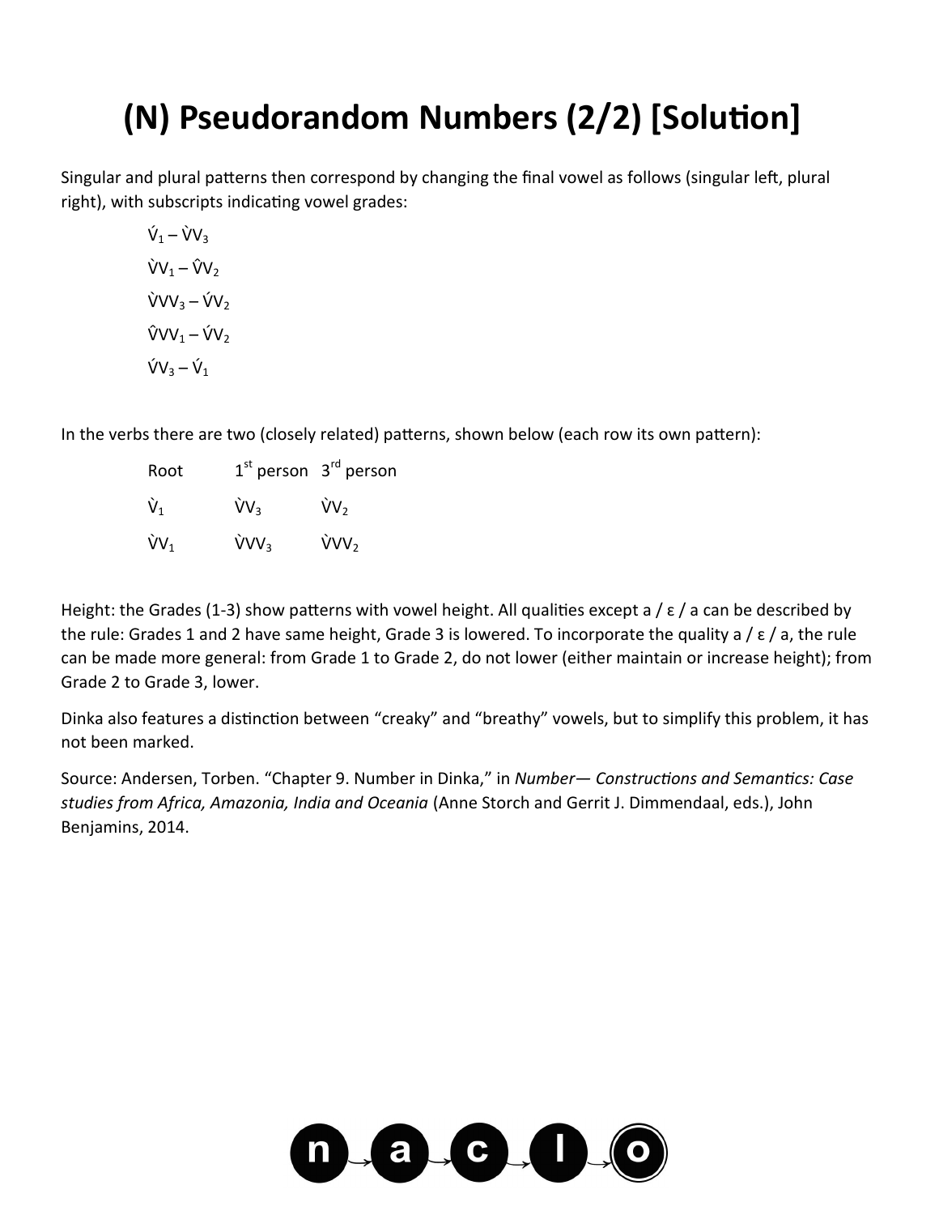# (N) Pseudorandom Numbers (2/2) [Solution]

Singular and plural patterns then correspond by changing the final vowel as follows (singular left, plural right), with subscripts indicating vowel grades:

$\acute{V}_1$ – $\grave{V}V_3$

$\grave{V}V_1$ – $\hat{V}V_2$

$\grave{V}VV_3$ – $\acute{V}V_2$

$\hat{V}VV_1$ – $\acute{V}V_2$

$\acute{V}V_3$ – $\acute{V}_1$

In the verbs there are two (closely related) patterns, shown below (each row its own pattern):

| Root | 1st person | 3rd person |
|---|---|---|
| $\grave{V}_1$ | $\grave{V}V_3$ | $\grave{V}V_2$ |
| $\grave{V}V_1$ | $\grave{V}VV_3$ | $\grave{V}VV_2$ |

Height: the Grades (1-3) show patterns with vowel height. All qualities except a / ɛ / a can be described by the rule: Grades 1 and 2 have same height, Grade 3 is lowered. To incorporate the quality a / ɛ / a, the rule can be made more general: from Grade 1 to Grade 2, do not lower (either maintain or increase height); from Grade 2 to Grade 3, lower.

Dinka also features a distinction between "creaky" and "breathy" vowels, but to simplify this problem, it has not been marked.

Source: Andersen, Torben. "Chapter 9. Number in Dinka," in *Number— Constructions and Semantics: Case studies from Africa, Amazonia, India and Oceania* (Anne Storch and Gerrit J. Dimmendaal, eds.), John Benjamins, 2014.